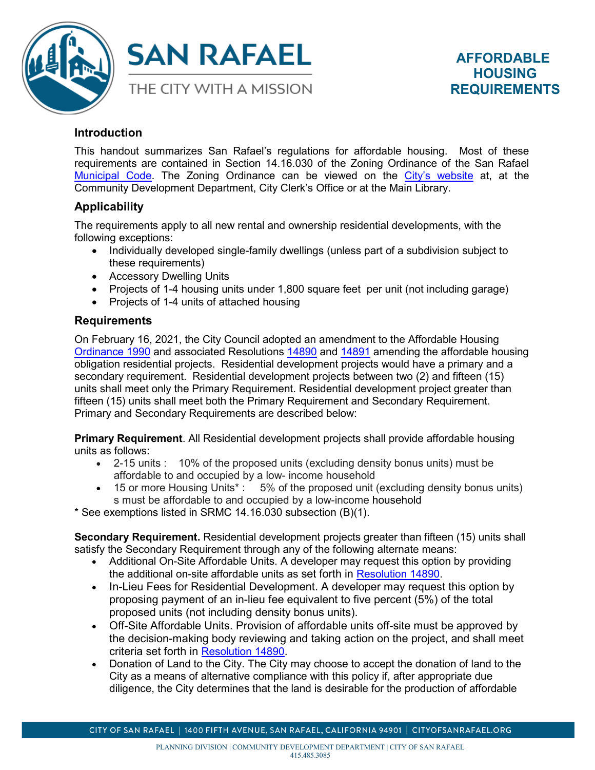# SAN RAFAEL

THE CITY WITH A MISSION

# AFFORDABLE HOUSING REQUIREMENTS

## Introduction

This handout summarizes San Rafael's regulations for affordable housing. Most of these requirements are contained in Section 14.16.030 of the Zoning Ordinance of the San Rafael Municipal Code. The Zoning Ordinance can be viewed on the City's website at, at the Community Development Department, City Clerk's Office or at the Main Library.

## Applicability

The requirements apply to all new rental and ownership residential developments, with the following exceptions:

- Individually developed single-family dwellings (unless part of a subdivision subject to these requirements)
- Accessory Dwelling Units
- Projects of 1-4 housing units under 1,800 square feet per unit (not including garage)
- Projects of 1-4 units of attached housing

## Requirements

On February 16, 2021, the City Council adopted an amendment to the Affordable Housing Ordinance 1990 and associated Resolutions 14890 and 14891 amending the affordable housing obligation residential projects. Residential development projects would have a primary and a secondary requirement. Residential development projects between two (2) and fifteen (15) units shall meet only the Primary Requirement. Residential development project greater than fifteen (15) units shall meet both the Primary Requirement and Secondary Requirement. Primary and Secondary Requirements are described below:

**Primary Requirement**. All Residential development projects shall provide affordable housing units as follows:

- 2-15 units : 10% of the proposed units (excluding density bonus units) must be affordable to and occupied by a low- income household
- 15 or more Housing Units* : 5% of the proposed unit (excluding density bonus units) s must be affordable to and occupied by a low-income household

* See exemptions listed in SRMC 14.16.030 subsection (B)(1).

**Secondary Requirement.** Residential development projects greater than fifteen (15) units shall satisfy the Secondary Requirement through any of the following alternate means:

- Additional On-Site Affordable Units. A developer may request this option by providing the additional on-site affordable units as set forth in Resolution 14890.
- In-Lieu Fees for Residential Development. A developer may request this option by proposing payment of an in-lieu fee equivalent to five percent (5%) of the total proposed units (not including density bonus units).
- Off-Site Affordable Units. Provision of affordable units off-site must be approved by the decision-making body reviewing and taking action on the project, and shall meet criteria set forth in Resolution 14890.
- Donation of Land to the City. The City may choose to accept the donation of land to the City as a means of alternative compliance with this policy if, after appropriate due diligence, the City determines that the land is desirable for the production of affordable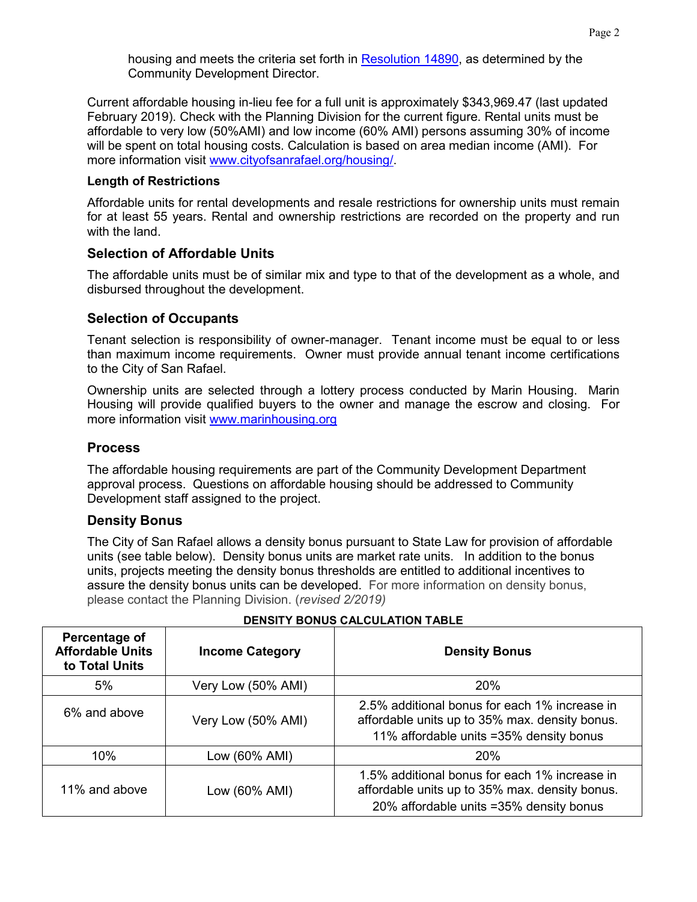housing and meets the criteria set forth in Resolution 14890, as determined by the Community Development Director.

Current affordable housing in-lieu fee for a full unit is approximately $343,969.47 (last updated February 2019). Check with the Planning Division for the current figure. Rental units must be affordable to very low (50%AMI) and low income (60% AMI) persons assuming 30% of income will be spent on total housing costs. Calculation is based on area median income (AMI). For more information visit www.cityofsanrafael.org/housing/.

### Length of Restrictions

Affordable units for rental developments and resale restrictions for ownership units must remain for at least 55 years. Rental and ownership restrictions are recorded on the property and run with the land.

## Selection of Affordable Units

The affordable units must be of similar mix and type to that of the development as a whole, and disbursed throughout the development.

## Selection of Occupants

Tenant selection is responsibility of owner-manager. Tenant income must be equal to or less than maximum income requirements. Owner must provide annual tenant income certifications to the City of San Rafael.

Ownership units are selected through a lottery process conducted by Marin Housing. Marin Housing will provide qualified buyers to the owner and manage the escrow and closing. For more information visit www.marinhousing.org

## Process

The affordable housing requirements are part of the Community Development Department approval process. Questions on affordable housing should be addressed to Community Development staff assigned to the project.

## Density Bonus

The City of San Rafael allows a density bonus pursuant to State Law for provision of affordable units (see table below). Density bonus units are market rate units. In addition to the bonus units, projects meeting the density bonus thresholds are entitled to additional incentives to assure the density bonus units can be developed. For more information on density bonus, please contact the Planning Division. (*revised 2/2019)*

**DENSITY BONUS CALCULATION TABLE**

| Percentage of Affordable Units to Total Units | Income Category | Density Bonus |
|---|---|---|
| 5% | Very Low (50% AMI) | 20% |
| 6% and above | Very Low (50% AMI) | 2.5% additional bonus for each 1% increase in affordable units up to 35% max. density bonus. 11% affordable units =35% density bonus |
| 10% | Low (60% AMI) | 20% |
| 11% and above | Low (60% AMI) | 1.5% additional bonus for each 1% increase in affordable units up to 35% max. density bonus. 20% affordable units =35% density bonus |